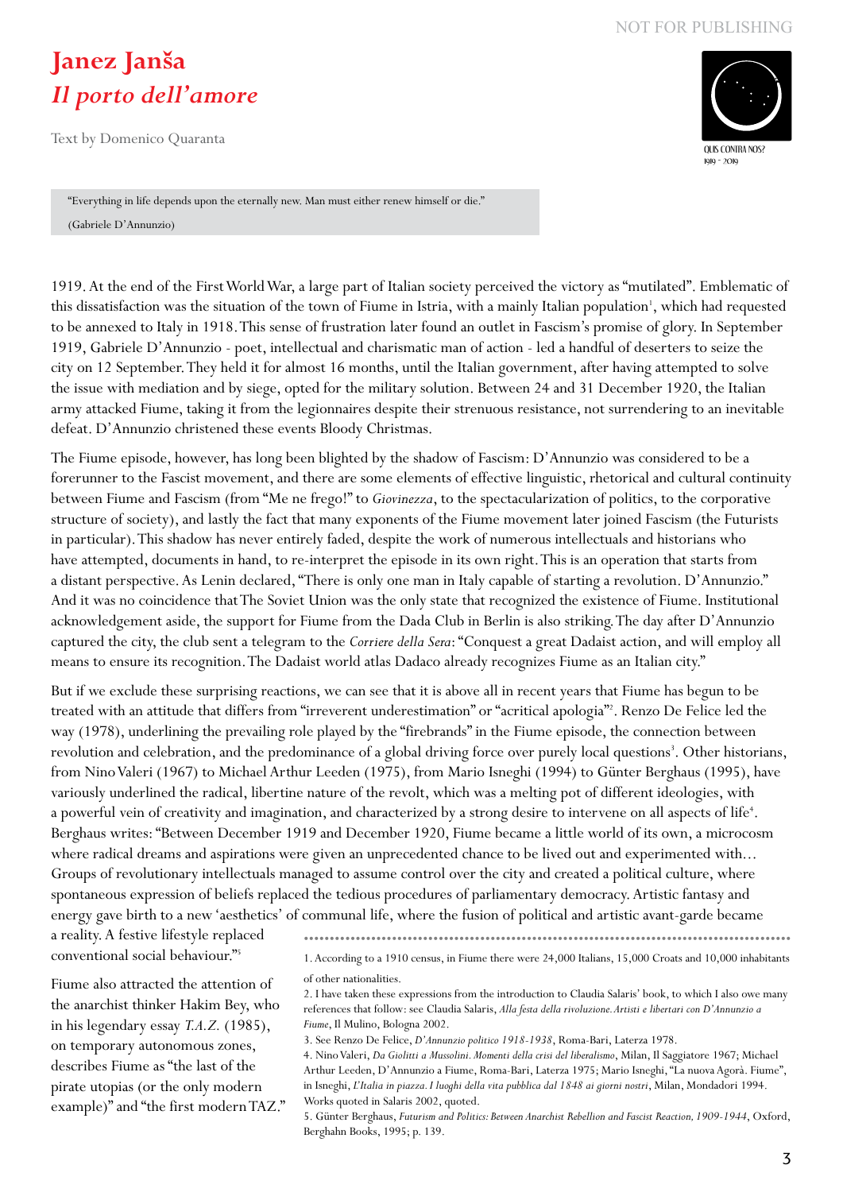NOT FOR PUBLISHING

# Janez Janša
# *Il porto dell'amore*

Text by Domenico Quaranta

QUIS CONTRA NOS?
1919 - 2019

> "Everything in life depends upon the eternally new. Man must either renew himself or die."
>
> (Gabriele D'Annunzio)

1919. At the end of the First World War, a large part of Italian society perceived the victory as "mutilated". Emblematic of this dissatisfaction was the situation of the town of Fiume in Istria, with a mainly Italian population[1], which had requested to be annexed to Italy in 1918. This sense of frustration later found an outlet in Fascism's promise of glory. In September 1919, Gabriele D'Annunzio - poet, intellectual and charismatic man of action - led a handful of deserters to seize the city on 12 September. They held it for almost 16 months, until the Italian government, after having attempted to solve the issue with mediation and by siege, opted for the military solution. Between 24 and 31 December 1920, the Italian army attacked Fiume, taking it from the legionnaires despite their strenuous resistance, not surrendering to an inevitable defeat. D'Annunzio christened these events Bloody Christmas.

The Fiume episode, however, has long been blighted by the shadow of Fascism: D'Annunzio was considered to be a forerunner to the Fascist movement, and there are some elements of effective linguistic, rhetorical and cultural continuity between Fiume and Fascism (from "Me ne frego!" to *Giovinezza*, to the spectacularization of politics, to the corporative structure of society), and lastly the fact that many exponents of the Fiume movement later joined Fascism (the Futurists in particular). This shadow has never entirely faded, despite the work of numerous intellectuals and historians who have attempted, documents in hand, to re-interpret the episode in its own right. This is an operation that starts from a distant perspective. As Lenin declared, "There is only one man in Italy capable of starting a revolution. D'Annunzio." And it was no coincidence that The Soviet Union was the only state that recognized the existence of Fiume. Institutional acknowledgement aside, the support for Fiume from the Dada Club in Berlin is also striking. The day after D'Annunzio captured the city, the club sent a telegram to the *Corriere della Sera*: "Conquest a great Dadaist action, and will employ all means to ensure its recognition. The Dadaist world atlas Dadaco already recognizes Fiume as an Italian city."

But if we exclude these surprising reactions, we can see that it is above all in recent years that Fiume has begun to be treated with an attitude that differs from "irreverent underestimation" or "acritical apologia"[2]. Renzo De Felice led the way (1978), underlining the prevailing role played by the "firebrands" in the Fiume episode, the connection between revolution and celebration, and the predominance of a global driving force over purely local questions[3]. Other historians, from Nino Valeri (1967) to Michael Arthur Leeden (1975), from Mario Isneghi (1994) to Günter Berghaus (1995), have variously underlined the radical, libertine nature of the revolt, which was a melting pot of different ideologies, with a powerful vein of creativity and imagination, and characterized by a strong desire to intervene on all aspects of life[4]. Berghaus writes: "Between December 1919 and December 1920, Fiume became a little world of its own, a microcosm where radical dreams and aspirations were given an unprecedented chance to be lived out and experimented with... Groups of revolutionary intellectuals managed to assume control over the city and created a political culture, where spontaneous expression of beliefs replaced the tedious procedures of parliamentary democracy. Artistic fantasy and energy gave birth to a new 'aesthetics' of communal life, where the fusion of political and artistic avant-garde became a reality. A festive lifestyle replaced conventional social behaviour."[5]

Fiume also attracted the attention of the anarchist thinker Hakim Bey, who in his legendary essay *T.A.Z.* (1985), on temporary autonomous zones, describes Fiume as "the last of the pirate utopias (or the only modern example)" and "the first modern TAZ."

---

1. According to a 1910 census, in Fiume there were 24,000 Italians, 15,000 Croats and 10,000 inhabitants of other nationalities.
2. I have taken these expressions from the introduction to Claudia Salaris' book, to which I also owe many references that follow: see Claudia Salaris, *Alla festa della rivoluzione. Artisti e libertari con D'Annunzio a Fiume*, Il Mulino, Bologna 2002.
3. See Renzo De Felice, *D'Annunzio politico 1918-1938*, Roma-Bari, Laterza 1978.
4. Nino Valeri, *Da Giolitti a Mussolini. Momenti della crisi del liberalismo*, Milan, Il Saggiatore 1967; Michael Arthur Leeden, D'Annunzio a Fiume, Roma-Bari, Laterza 1975; Mario Isneghi, "La nuova Agorà. Fiume", in Isneghi, *L'Italia in piazza. I luoghi della vita pubblica dal 1848 ai giorni nostri*, Milan, Mondadori 1994. Works quoted in Salaris 2002, quoted.
5. Günter Berghaus, *Futurism and Politics: Between Anarchist Rebellion and Fascist Reaction, 1909-1944*, Oxford, Berghahn Books, 1995; p. 139.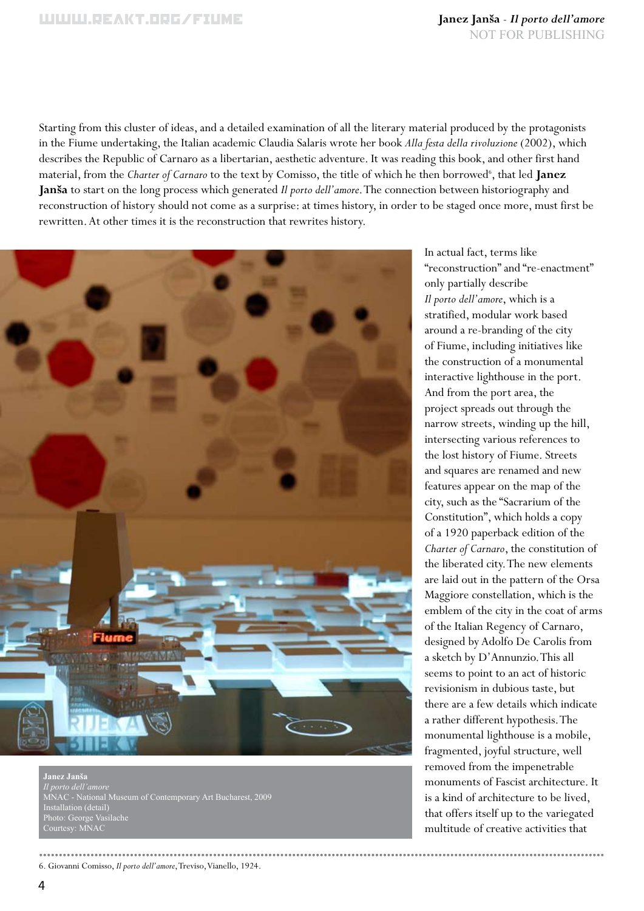Starting from this cluster of ideas, and a detailed examination of all the literary material produced by the protagonists in the Fiume undertaking, the Italian academic Claudia Salaris wrote her book *Alla festa della rivoluzione* (2002), which describes the Republic of Carnaro as a libertarian, aesthetic adventure. It was reading this book, and other first hand material, from the *Charter of Carnaro* to the text by Comisso, the title of which he then borrowed[6], that led **Janez Janša** to start on the long process which generated *Il porto dell'amore*. The connection between historiography and reconstruction of history should not come as a surprise: at times history, in order to be staged once more, must first be rewritten. At other times it is the reconstruction that rewrites history.

**Janez Janša**
*Il porto dell'amore*
MNAC - National Museum of Contemporary Art Bucharest, 2009
Installation (detail)
Photo: George Vasilache
Courtesy: MNAC

In actual fact, terms like "reconstruction" and "re-enactment" only partially describe *Il porto dell'amore*, which is a stratified, modular work based around a re-branding of the city of Fiume, including initiatives like the construction of a monumental interactive lighthouse in the port. And from the port area, the project spreads out through the narrow streets, winding up the hill, intersecting various references to the lost history of Fiume. Streets and squares are renamed and new features appear on the map of the city, such as the "Sacrarium of the Constitution", which holds a copy of a 1920 paperback edition of the *Charter of Carnaro*, the constitution of the liberated city. The new elements are laid out in the pattern of the Orsa Maggiore constellation, which is the emblem of the city in the coat of arms of the Italian Regency of Carnaro, designed by Adolfo De Carolis from a sketch by D'Annunzio. This all seems to point to an act of historic revisionism in dubious taste, but there are a few details which indicate a rather different hypothesis. The monumental lighthouse is a mobile, fragmented, joyful structure, well removed from the impenetrable monuments of Fascist architecture. It is a kind of architecture to be lived, that offers itself up to the variegated multitude of creative activities that

6. Giovanni Comisso, *Il porto dell'amore*, Treviso, Vianello, 1924.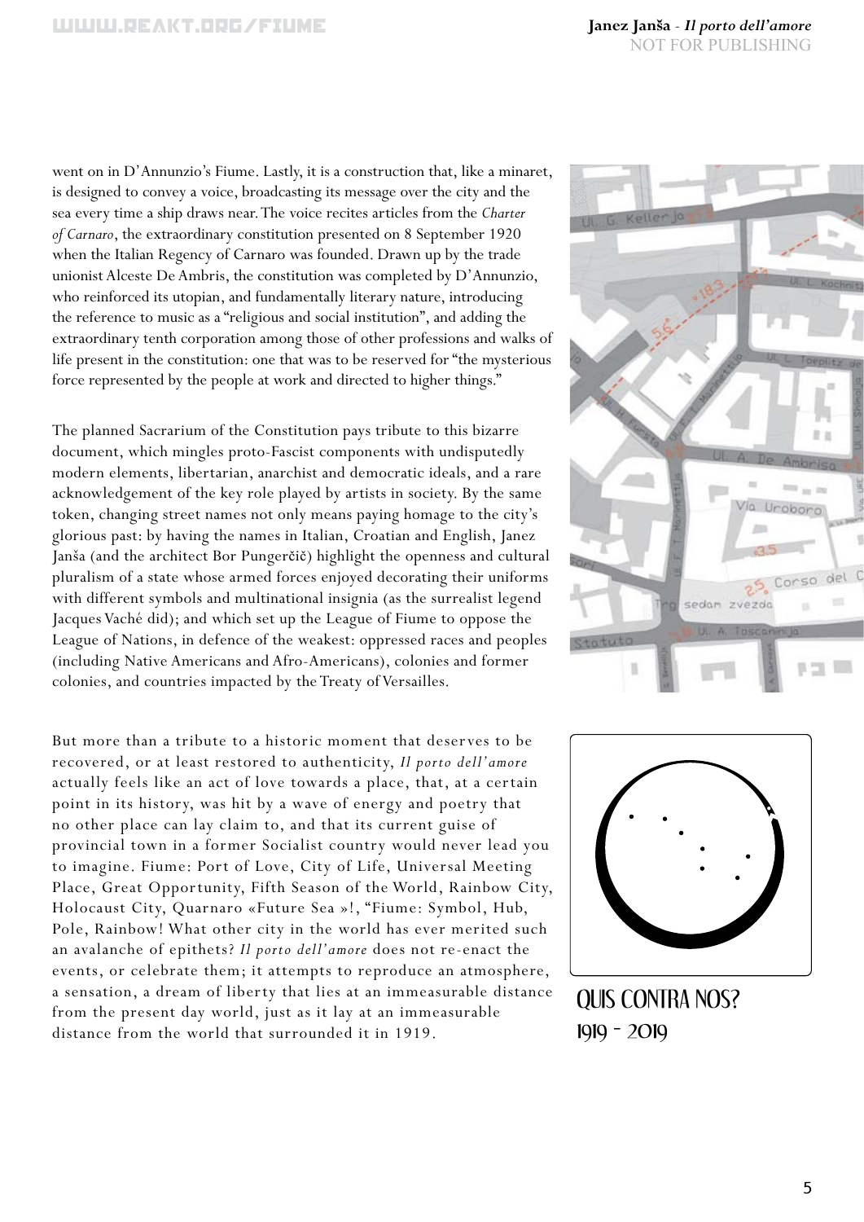went on in D'Annunzio's Fiume. Lastly, it is a construction that, like a minaret, is designed to convey a voice, broadcasting its message over the city and the sea every time a ship draws near. The voice recites articles from the *Charter of Carnaro*, the extraordinary constitution presented on 8 September 1920 when the Italian Regency of Carnaro was founded. Drawn up by the trade unionist Alceste De Ambris, the constitution was completed by D'Annunzio, who reinforced its utopian, and fundamentally literary nature, introducing the reference to music as a "religious and social institution", and adding the extraordinary tenth corporation among those of other professions and walks of life present in the constitution: one that was to be reserved for "the mysterious force represented by the people at work and directed to higher things."

The planned Sacrarium of the Constitution pays tribute to this bizarre document, which mingles proto-Fascist components with undisputedly modern elements, libertarian, anarchist and democratic ideals, and a rare acknowledgement of the key role played by artists in society. By the same token, changing street names not only means paying homage to the city's glorious past: by having the names in Italian, Croatian and English, Janez Janša (and the architect Bor Pungerčič) highlight the openness and cultural pluralism of a state whose armed forces enjoyed decorating their uniforms with different symbols and multinational insignia (as the surrealist legend Jacques Vaché did); and which set up the League of Fiume to oppose the League of Nations, in defence of the weakest: oppressed races and peoples (including Native Americans and Afro-Americans), colonies and former colonies, and countries impacted by the Treaty of Versailles.

But more than a tribute to a historic moment that deserves to be recovered, or at least restored to authenticity, *Il porto dell'amore* actually feels like an act of love towards a place, that, at a certain point in its history, was hit by a wave of energy and poetry that no other place can lay claim to, and that its current guise of provincial town in a former Socialist country would never lead you to imagine. Fiume: Port of Love, City of Life, Universal Meeting Place, Great Opportunity, Fifth Season of the World, Rainbow City, Holocaust City, Quarnaro «Future Sea »!, "Fiume: Symbol, Hub, Pole, Rainbow! What other city in the world has ever merited such an avalanche of epithets? *Il porto dell'amore* does not re-enact the events, or celebrate them; it attempts to reproduce an atmosphere, a sensation, a dream of liberty that lies at an immeasurable distance from the present day world, just as it lay at an immeasurable distance from the world that surrounded it in 1919.

QUIS CONTRA NOS?
1919 - 2019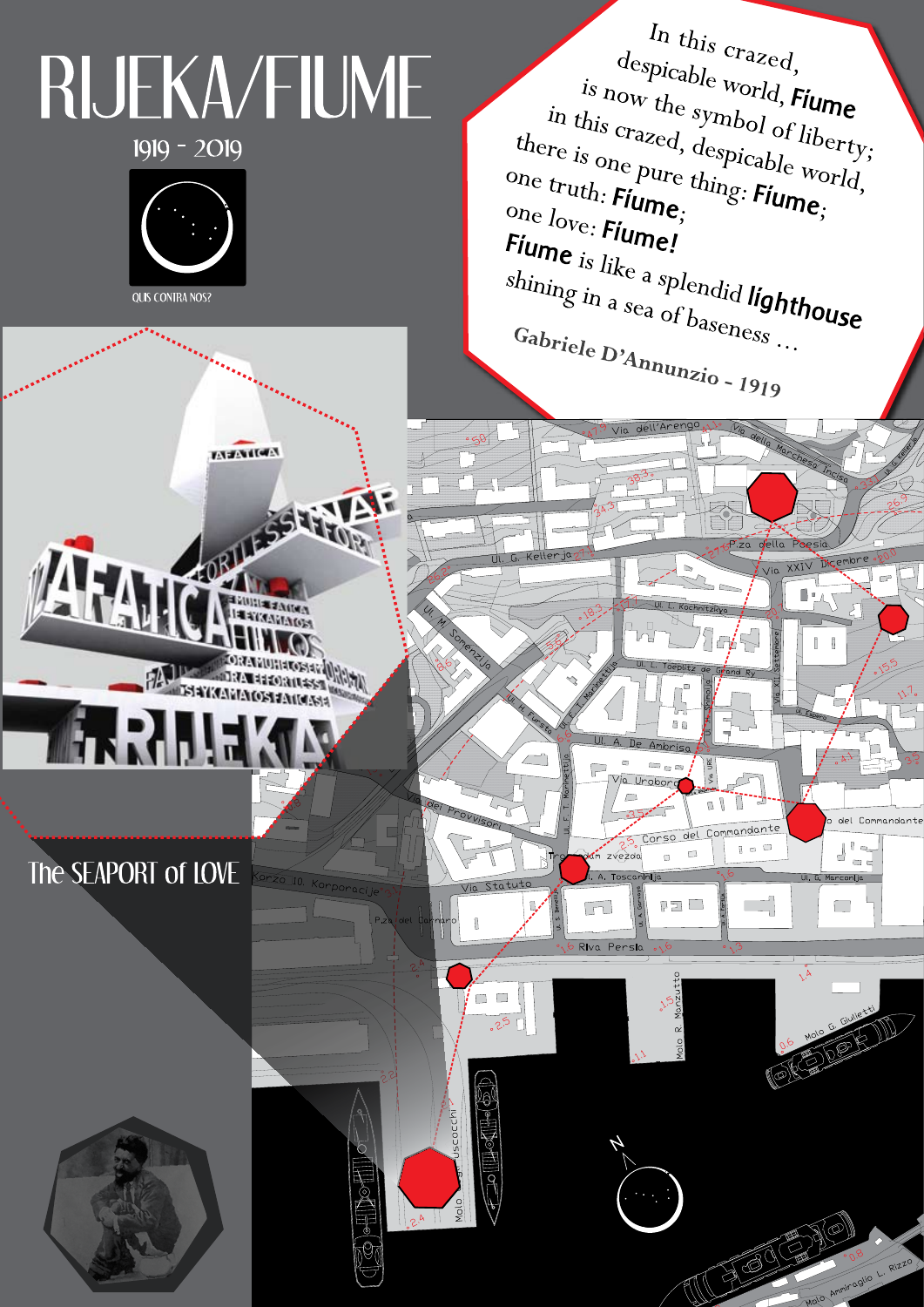# RIJEKA/FIUME

1919 - 2019

QUIS CONTRA NOS?

> In this crazed, despicable world, **Fiume** is now the symbol of liberty; in this crazed, despicable world, there is one pure thing: **Fiume**; one truth: **Fiume**; one love: **Fiume!**
> **Fiume** is like a splendid **lighthouse** shining in a sea of baseness ...
>
> Gabriele D'Annunzio - 1919

The SEAPORT of LOVE